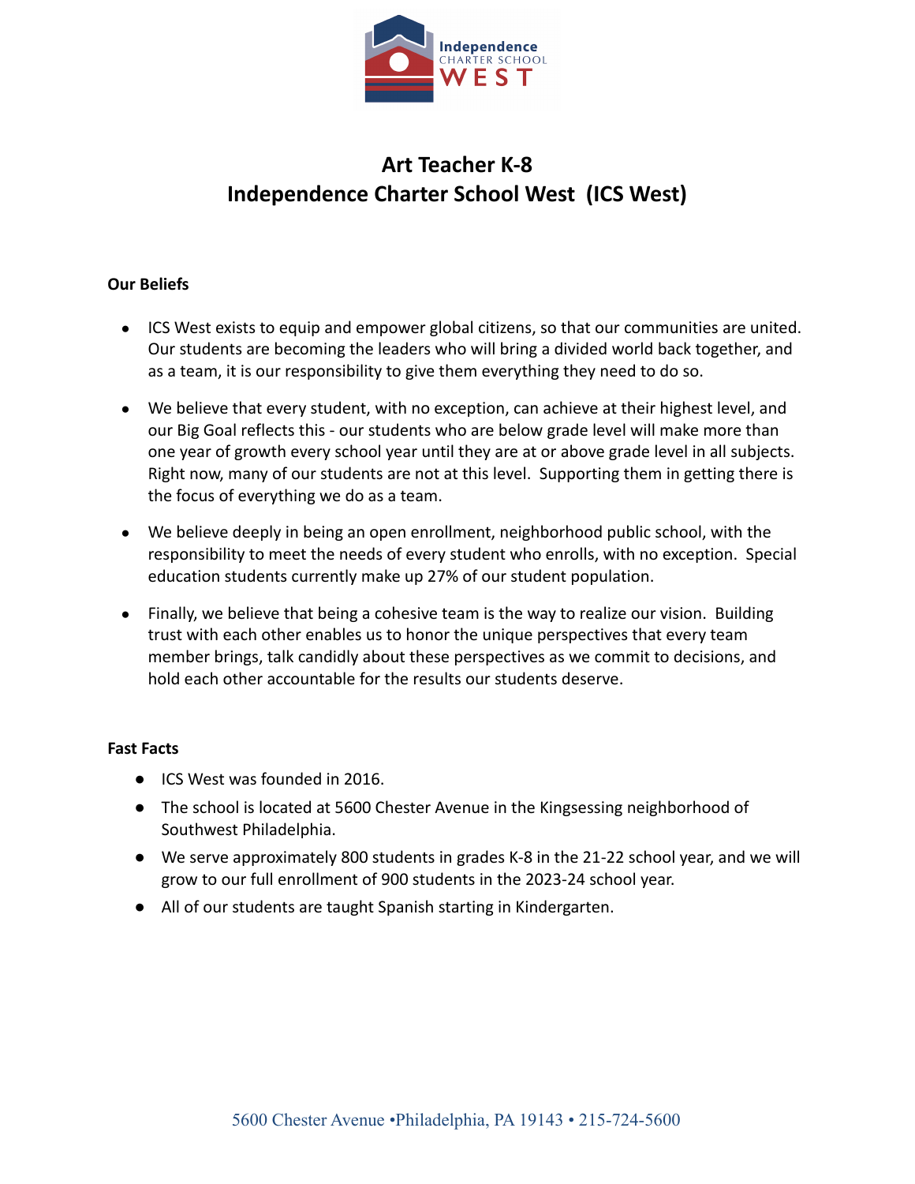# Art Teacher K-8
# Independence Charter School West (ICS West)

**Our Beliefs**

- ICS West exists to equip and empower global citizens, so that our communities are united. Our students are becoming the leaders who will bring a divided world back together, and as a team, it is our responsibility to give them everything they need to do so.
- We believe that every student, with no exception, can achieve at their highest level, and our Big Goal reflects this - our students who are below grade level will make more than one year of growth every school year until they are at or above grade level in all subjects. Right now, many of our students are not at this level. Supporting them in getting there is the focus of everything we do as a team.
- We believe deeply in being an open enrollment, neighborhood public school, with the responsibility to meet the needs of every student who enrolls, with no exception. Special education students currently make up 27% of our student population.
- Finally, we believe that being a cohesive team is the way to realize our vision. Building trust with each other enables us to honor the unique perspectives that every team member brings, talk candidly about these perspectives as we commit to decisions, and hold each other accountable for the results our students deserve.

**Fast Facts**

- ICS West was founded in 2016.
- The school is located at 5600 Chester Avenue in the Kingsessing neighborhood of Southwest Philadelphia.
- We serve approximately 800 students in grades K-8 in the 21-22 school year, and we will grow to our full enrollment of 900 students in the 2023-24 school year.
- All of our students are taught Spanish starting in Kindergarten.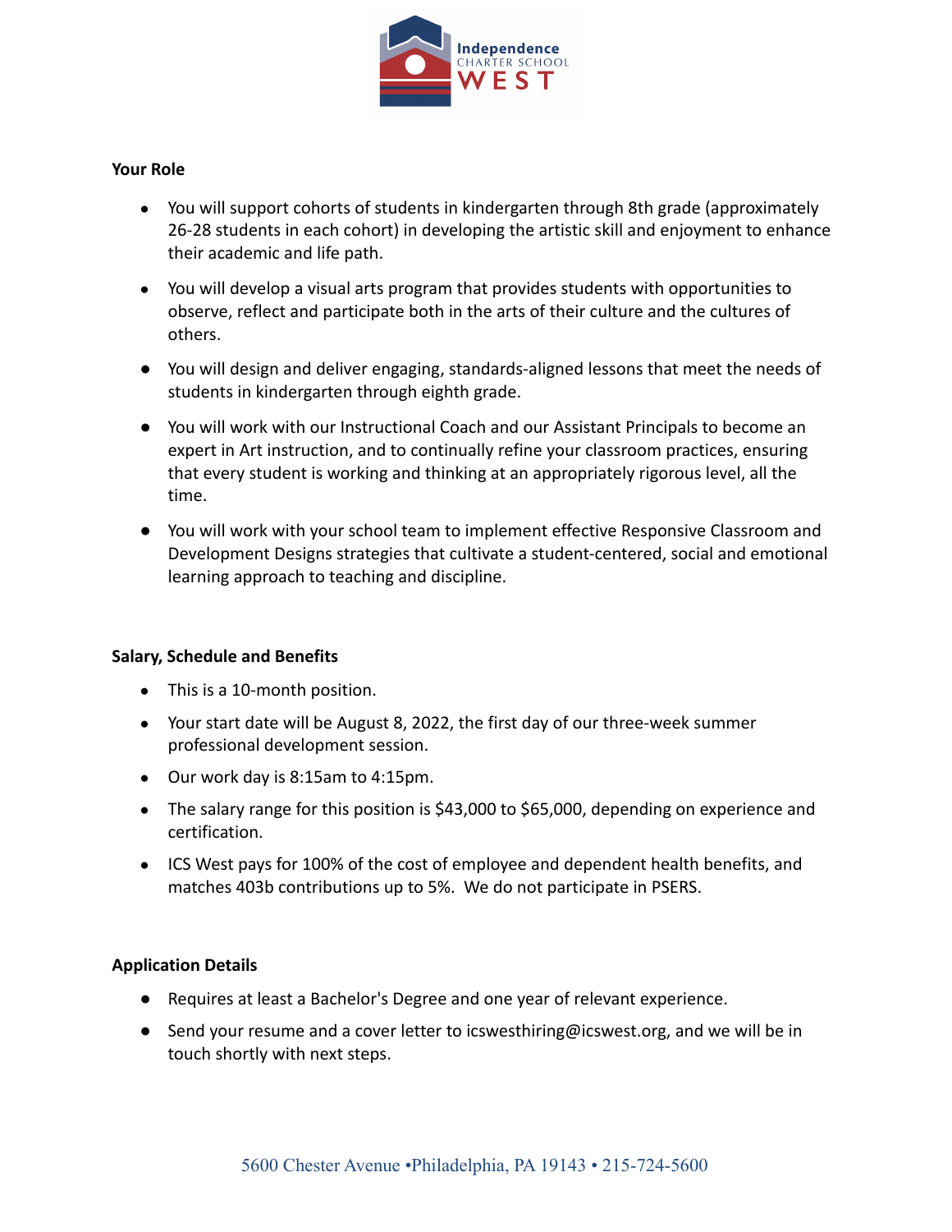### Your Role

- You will support cohorts of students in kindergarten through 8th grade (approximately 26-28 students in each cohort) in developing the artistic skill and enjoyment to enhance their academic and life path.
- You will develop a visual arts program that provides students with opportunities to observe, reflect and participate both in the arts of their culture and the cultures of others.
- You will design and deliver engaging, standards-aligned lessons that meet the needs of students in kindergarten through eighth grade.
- You will work with our Instructional Coach and our Assistant Principals to become an expert in Art instruction, and to continually refine your classroom practices, ensuring that every student is working and thinking at an appropriately rigorous level, all the time.
- You will work with your school team to implement effective Responsive Classroom and Development Designs strategies that cultivate a student-centered, social and emotional learning approach to teaching and discipline.

### Salary, Schedule and Benefits

- This is a 10-month position.
- Your start date will be August 8, 2022, the first day of our three-week summer professional development session.
- Our work day is 8:15am to 4:15pm.
- The salary range for this position is $43,000 to $65,000, depending on experience and certification.
- ICS West pays for 100% of the cost of employee and dependent health benefits, and matches 403b contributions up to 5%. We do not participate in PSERS.

### Application Details

- Requires at least a Bachelor's Degree and one year of relevant experience.
- Send your resume and a cover letter to icswesthiring@icswest.org, and we will be in touch shortly with next steps.